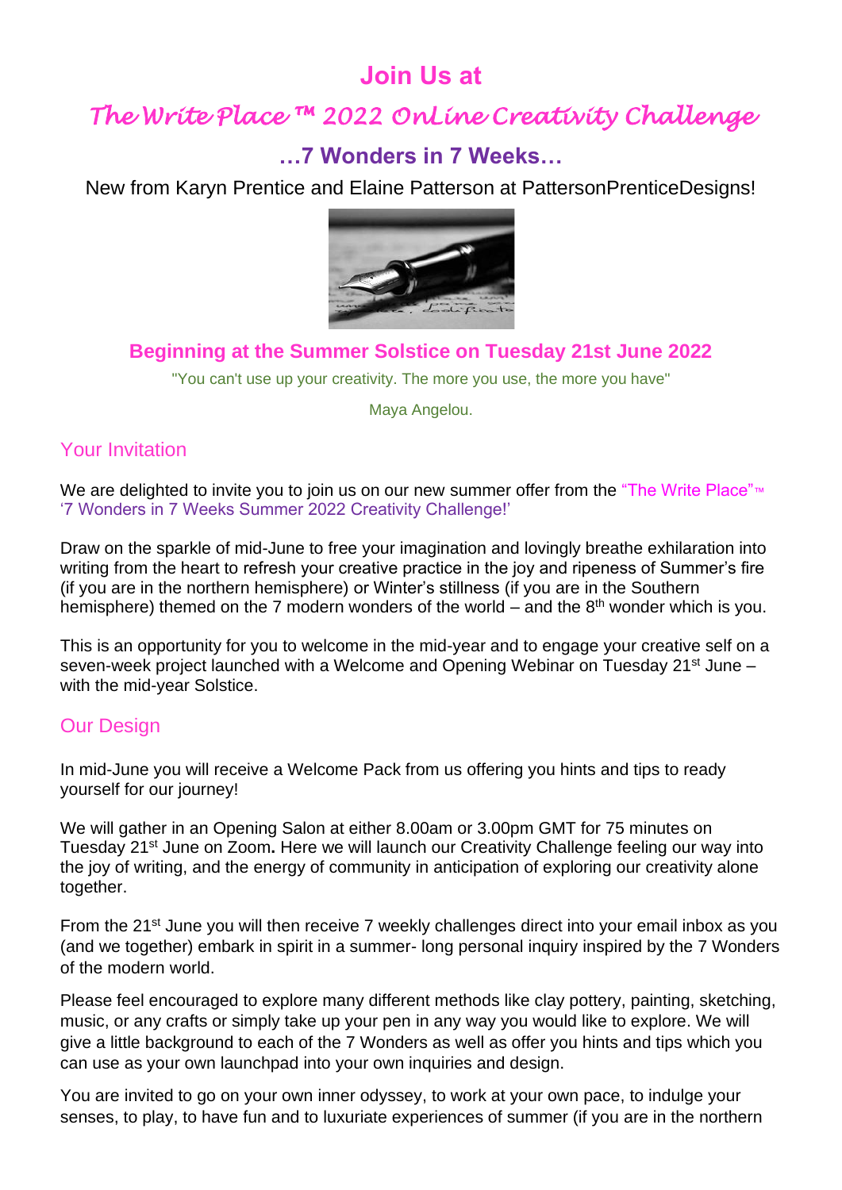# Join Us at

# *The Write Place ™ 2022 OnLine Creativity Challenge*

## …7 Wonders in 7 Weeks…

New from Karyn Prentice and Elaine Patterson at PattersonPrenticeDesigns!

**Beginning at the Summer Solstice on Tuesday 21st June 2022**

"You can't use up your creativity. The more you use, the more you have"

Maya Angelou.

## Your Invitation

We are delighted to invite you to join us on our new summer offer from the "The Write Place"™ '7 Wonders in 7 Weeks Summer 2022 Creativity Challenge!'

Draw on the sparkle of mid-June to free your imagination and lovingly breathe exhilaration into writing from the heart to refresh your creative practice in the joy and ripeness of Summer's fire (if you are in the northern hemisphere) or Winter's stillness (if you are in the Southern hemisphere) themed on the 7 modern wonders of the world – and the 8th wonder which is you.

This is an opportunity for you to welcome in the mid-year and to engage your creative self on a seven-week project launched with a Welcome and Opening Webinar on Tuesday 21st June – with the mid-year Solstice.

## Our Design

In mid-June you will receive a Welcome Pack from us offering you hints and tips to ready yourself for our journey!

We will gather in an Opening Salon at either 8.00am or 3.00pm GMT for 75 minutes on Tuesday 21st June on Zoom**.** Here we will launch our Creativity Challenge feeling our way into the joy of writing, and the energy of community in anticipation of exploring our creativity alone together.

From the 21st June you will then receive 7 weekly challenges direct into your email inbox as you (and we together) embark in spirit in a summer- long personal inquiry inspired by the 7 Wonders of the modern world.

Please feel encouraged to explore many different methods like clay pottery, painting, sketching, music, or any crafts or simply take up your pen in any way you would like to explore. We will give a little background to each of the 7 Wonders as well as offer you hints and tips which you can use as your own launchpad into your own inquiries and design.

You are invited to go on your own inner odyssey, to work at your own pace, to indulge your senses, to play, to have fun and to luxuriate experiences of summer (if you are in the northern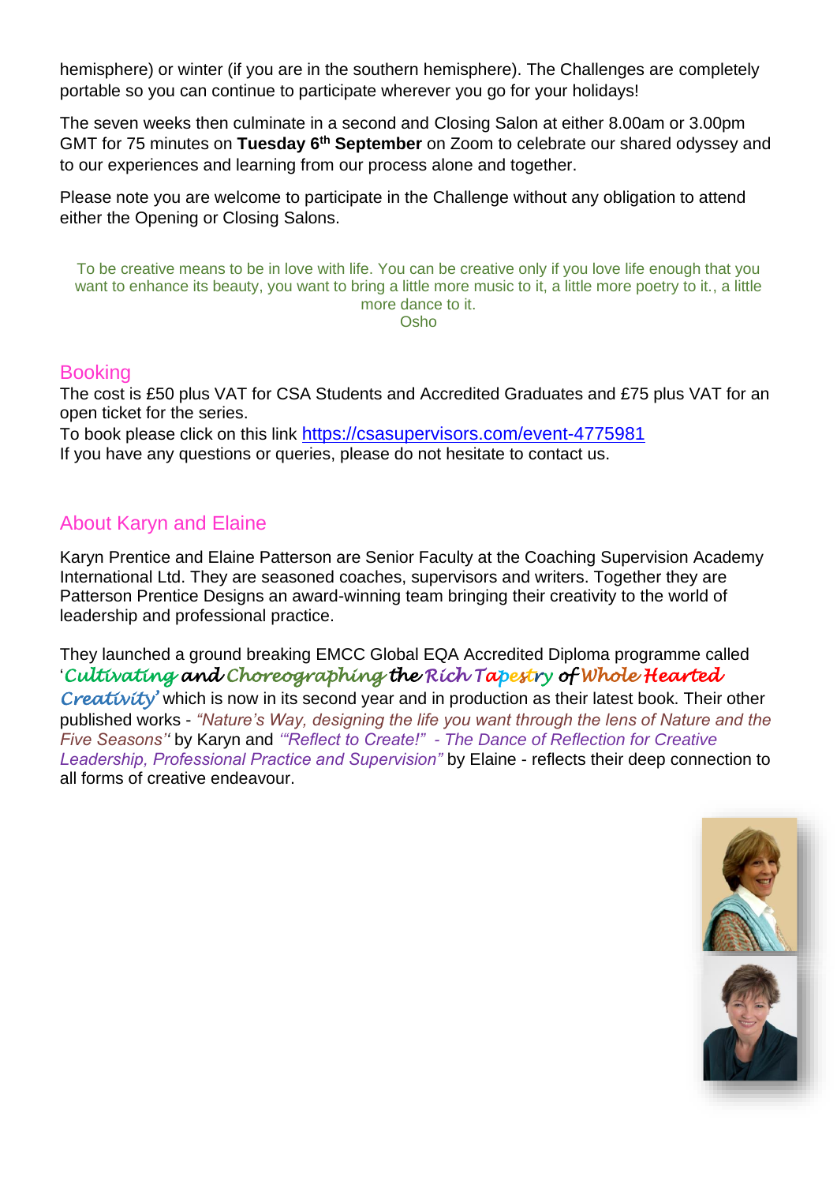hemisphere) or winter (if you are in the southern hemisphere). The Challenges are completely portable so you can continue to participate wherever you go for your holidays!

The seven weeks then culminate in a second and Closing Salon at either 8.00am or 3.00pm GMT for 75 minutes on **Tuesday 6th September** on Zoom to celebrate our shared odyssey and to our experiences and learning from our process alone and together.

Please note you are welcome to participate in the Challenge without any obligation to attend either the Opening or Closing Salons.

> To be creative means to be in love with life. You can be creative only if you love life enough that you want to enhance its beauty, you want to bring a little more music to it, a little more poetry to it., a little more dance to it.
> Osho

## Booking

The cost is £50 plus VAT for CSA Students and Accredited Graduates and £75 plus VAT for an open ticket for the series.
To book please click on this link https://csasupervisors.com/event-4775981
If you have any questions or queries, please do not hesitate to contact us.

## About Karyn and Elaine

Karyn Prentice and Elaine Patterson are Senior Faculty at the Coaching Supervision Academy International Ltd. They are seasoned coaches, supervisors and writers. Together they are Patterson Prentice Designs an award-winning team bringing their creativity to the world of leadership and professional practice.

They launched a ground breaking EMCC Global EQA Accredited Diploma programme called '*Cultivating and Choreographing the Rich Tapestry of Whole Hearted Creativity*' which is now in its second year and in production as their latest book. Their other published works - *"Nature's Way, designing the life you want through the lens of Nature and the Five Seasons"* by Karyn and *""Reflect to Create!" - The Dance of Reflection for Creative Leadership, Professional Practice and Supervision"* by Elaine - reflects their deep connection to all forms of creative endeavour.